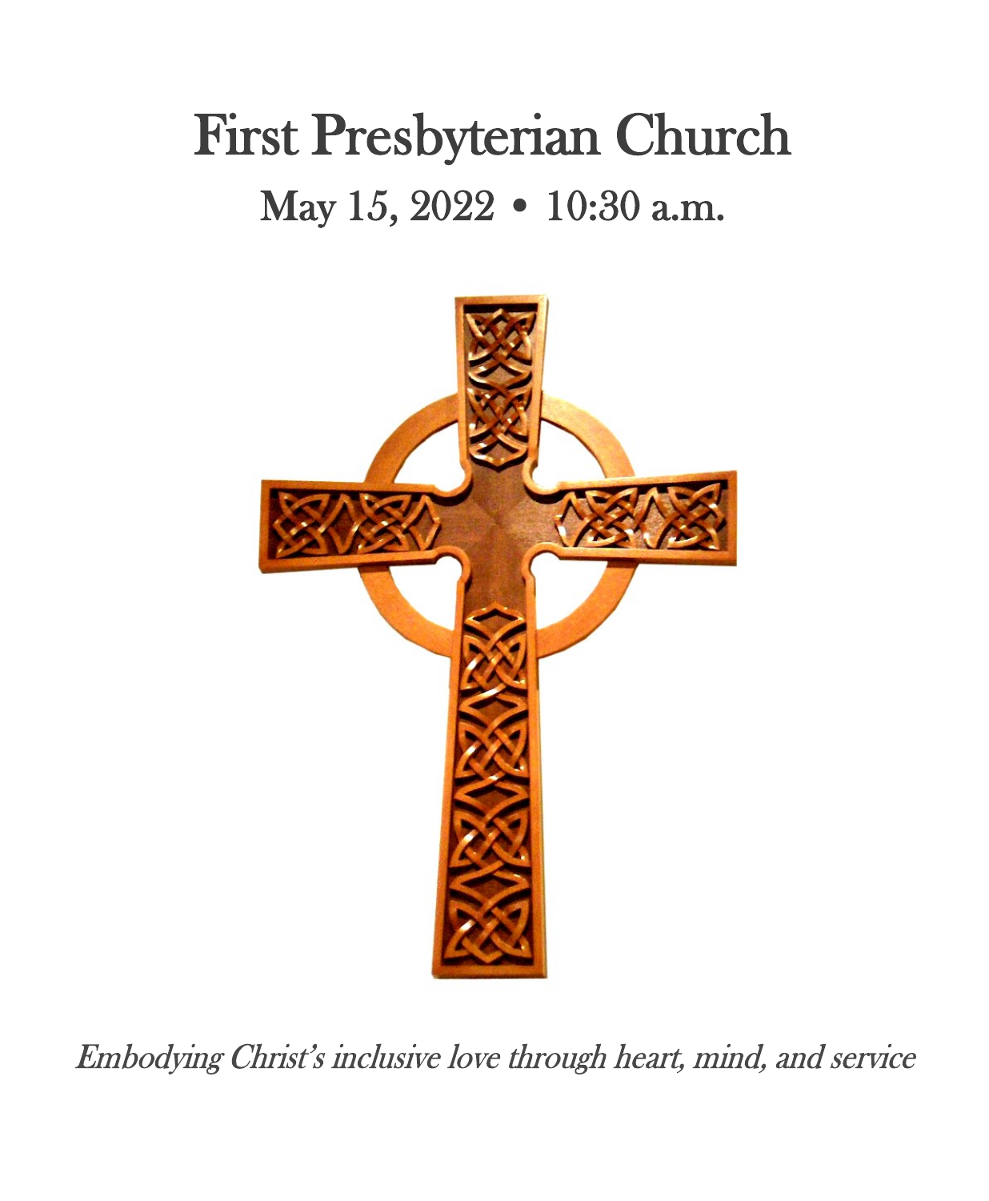# First Presbyterian Church

## May 15, 2022 • 10:30 a.m.

*Embodying Christ's inclusive love through heart, mind, and service*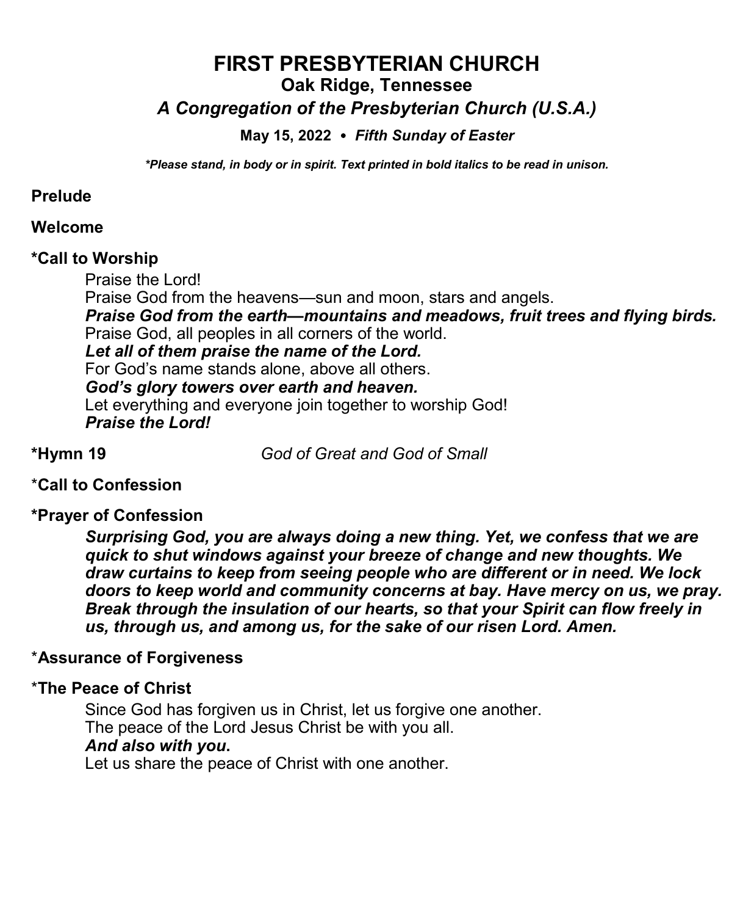# FIRST PRESBYTERIAN CHURCH

## Oak Ridge, Tennessee

### *A Congregation of the Presbyterian Church (U.S.A.)*

**May 15, 2022 • *Fifth Sunday of Easter***

***\*Please stand, in body or in spirit. Text printed in bold italics to be read in unison.***

**Prelude**

**Welcome**

**\*Call to Worship**

Praise the Lord!
Praise God from the heavens—sun and moon, stars and angels.
***Praise God from the earth—mountains and meadows, fruit trees and flying birds.***
Praise God, all peoples in all corners of the world.
***Let all of them praise the name of the Lord.***
For God's name stands alone, above all others.
***God's glory towers over earth and heaven.***
Let everything and everyone join together to worship God!
***Praise the Lord!***

**\*Hymn 19** *God of Great and God of Small*

\***Call to Confession**

**\*Prayer of Confession**

***Surprising God, you are always doing a new thing. Yet, we confess that we are quick to shut windows against your breeze of change and new thoughts. We draw curtains to keep from seeing people who are different or in need. We lock doors to keep world and community concerns at bay. Have mercy on us, we pray. Break through the insulation of our hearts, so that your Spirit can flow freely in us, through us, and among us, for the sake of our risen Lord. Amen.***

\***Assurance of Forgiveness**

\***The Peace of Christ**

Since God has forgiven us in Christ, let us forgive one another.
The peace of the Lord Jesus Christ be with you all.
***And also with you*.**
Let us share the peace of Christ with one another.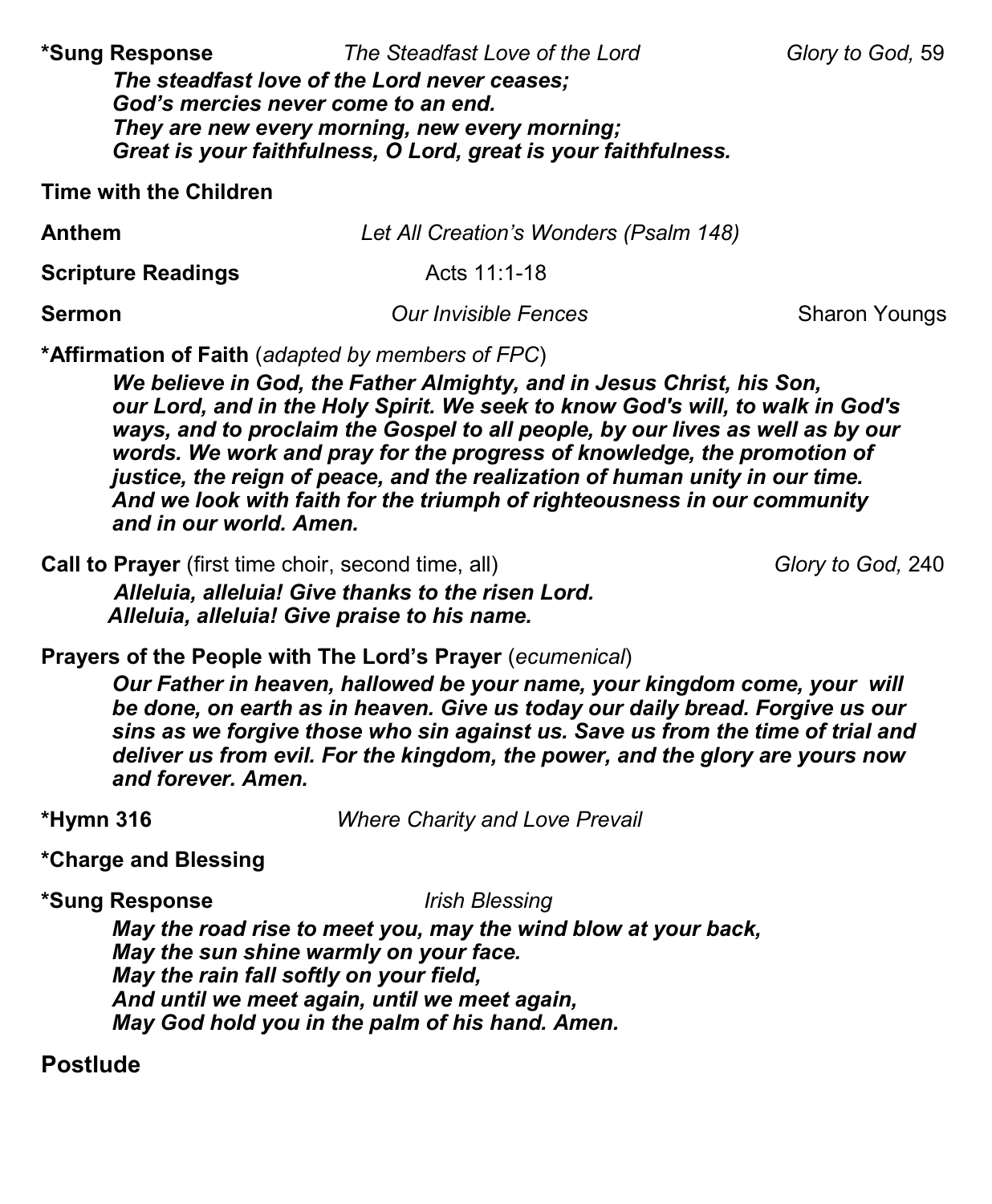**\*Sung Response** *The Steadfast Love of the Lord* *Glory to God,* 59

***The steadfast love of the Lord never ceases;***
***God's mercies never come to an end.***
***They are new every morning, new every morning;***
***Great is your faithfulness, O Lord, great is your faithfulness.***

**Time with the Children**

**Anthem** *Let All Creation's Wonders (Psalm 148)*

**Scripture Readings** Acts 11:1-18

**Sermon** *Our Invisible Fences* Sharon Youngs

**\*Affirmation of Faith** (*adapted by members of FPC*)

***We believe in God, the Father Almighty, and in Jesus Christ, his Son, our Lord, and in the Holy Spirit. We seek to know God's will, to walk in God's ways, and to proclaim the Gospel to all people, by our lives as well as by our words. We work and pray for the progress of knowledge, the promotion of justice, the reign of peace, and the realization of human unity in our time. And we look with faith for the triumph of righteousness in our community and in our world. Amen.***

**Call to Prayer** (first time choir, second time, all) *Glory to God,* 240

***Alleluia, alleluia! Give thanks to the risen Lord.***
***Alleluia, alleluia! Give praise to his name.***

**Prayers of the People with The Lord's Prayer** (*ecumenical*)

***Our Father in heaven, hallowed be your name, your kingdom come, your will be done, on earth as in heaven. Give us today our daily bread. Forgive us our sins as we forgive those who sin against us. Save us from the time of trial and deliver us from evil. For the kingdom, the power, and the glory are yours now and forever. Amen.***

**\*Hymn 316** *Where Charity and Love Prevail*

**\*Charge and Blessing**

**\*Sung Response** *Irish Blessing*

***May the road rise to meet you, may the wind blow at your back,***
***May the sun shine warmly on your face.***
***May the rain fall softly on your field,***
***And until we meet again, until we meet again,***
***May God hold you in the palm of his hand. Amen.***

**Postlude**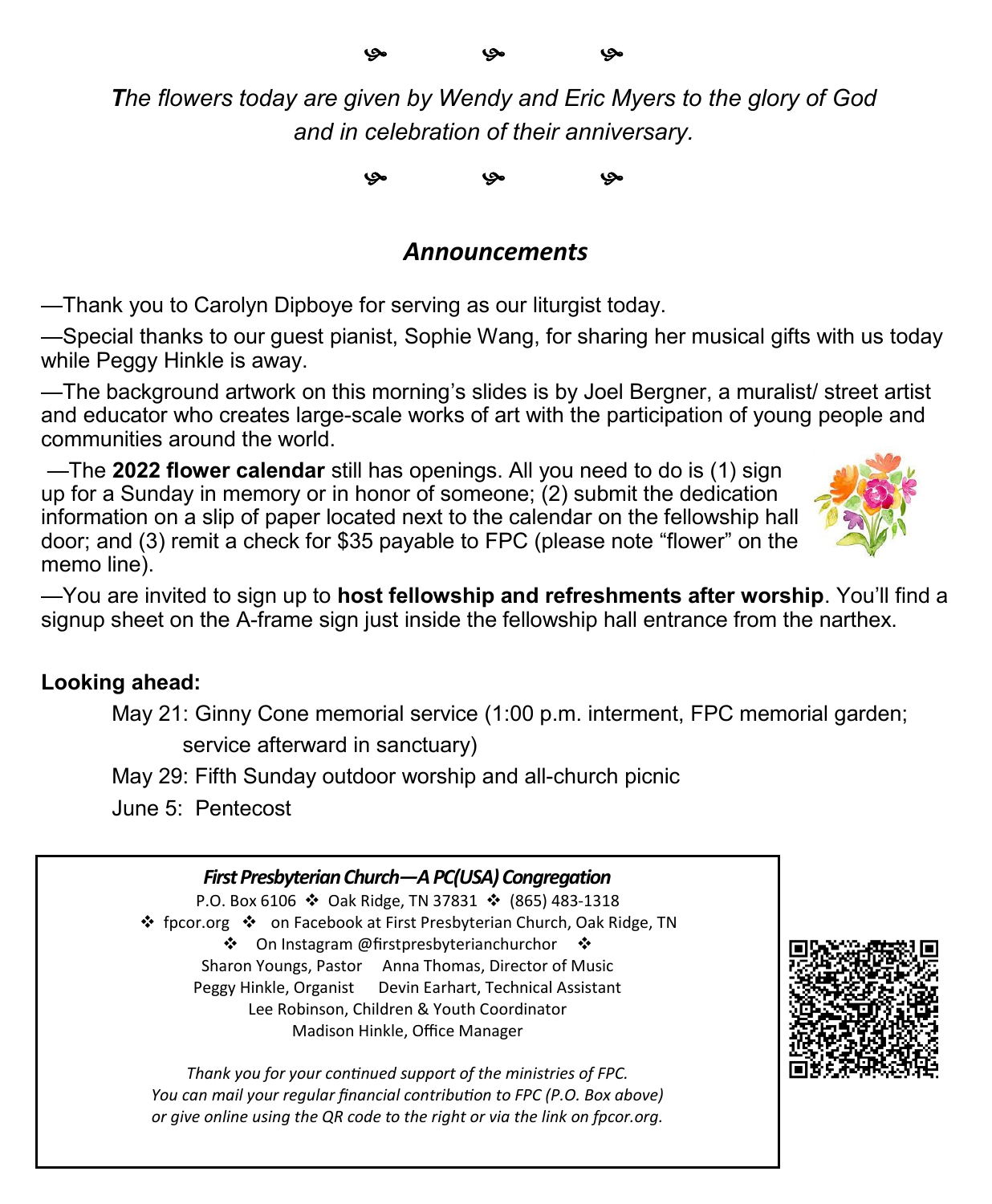*The flowers today are given by Wendy and Eric Myers to the glory of God and in celebration of their anniversary.*

## *Announcements*

—Thank you to Carolyn Dipboye for serving as our liturgist today.

—Special thanks to our guest pianist, Sophie Wang, for sharing her musical gifts with us today while Peggy Hinkle is away.

—The background artwork on this morning's slides is by Joel Bergner, a muralist/ street artist and educator who creates large-scale works of art with the participation of young people and communities around the world.

—The **2022 flower calendar** still has openings. All you need to do is (1) sign up for a Sunday in memory or in honor of someone; (2) submit the dedication information on a slip of paper located next to the calendar on the fellowship hall door; and (3) remit a check for $35 payable to FPC (please note "flower" on the memo line).

—You are invited to sign up to **host fellowship and refreshments after worship**. You'll find a signup sheet on the A-frame sign just inside the fellowship hall entrance from the narthex.

**Looking ahead:**

May 21: Ginny Cone memorial service (1:00 p.m. interment, FPC memorial garden; service afterward in sanctuary)

May 29: Fifth Sunday outdoor worship and all-church picnic

June 5: Pentecost

***First Presbyterian Church—A PC(USA) Congregation***

P.O. Box 6106 ❖ Oak Ridge, TN 37831 ❖ (865) 483-1318

❖ fpcor.org ❖ on Facebook at First Presbyterian Church, Oak Ridge, TN

❖ On Instagram @firstpresbyterianchurchor ❖

Sharon Youngs, Pastor   Anna Thomas, Director of Music

Peggy Hinkle, Organist   Devin Earhart, Technical Assistant

Lee Robinson, Children & Youth Coordinator

Madison Hinkle, Office Manager

*Thank you for your continued support of the ministries of FPC. You can mail your regular financial contribution to FPC (P.O. Box above) or give online using the QR code to the right or via the link on fpcor.org.*